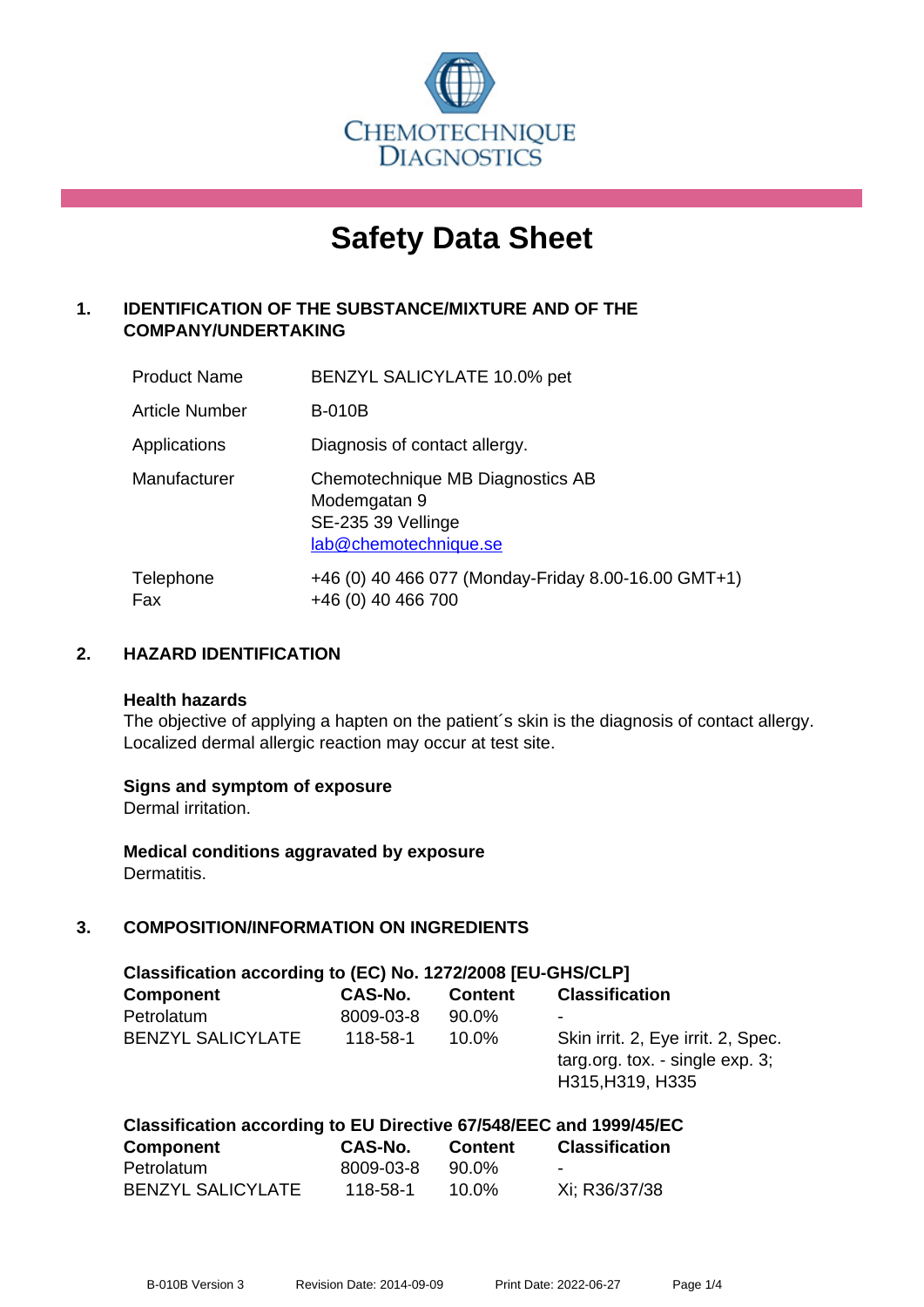CHEMOTECHNIQUE DIAGNOSTICS

# Safety Data Sheet

## 1. IDENTIFICATION OF THE SUBSTANCE/MIXTURE AND OF THE COMPANY/UNDERTAKING

| | |
|---|---|
| Product Name | BENZYL SALICYLATE 10.0% pet |
| Article Number | B-010B |
| Applications | Diagnosis of contact allergy. |
| Manufacturer | Chemotechnique MB Diagnostics AB<br>Modemgatan 9<br>SE-235 39 Vellinge<br>lab@chemotechnique.se |
| Telephone<br>Fax | +46 (0) 40 466 077 (Monday-Friday 8.00-16.00 GMT+1)<br>+46 (0) 40 466 700 |

## 2. HAZARD IDENTIFICATION

**Health hazards**
The objective of applying a hapten on the patient´s skin is the diagnosis of contact allergy. Localized dermal allergic reaction may occur at test site.

**Signs and symptom of exposure**
Dermal irritation.

**Medical conditions aggravated by exposure**
Dermatitis.

## 3. COMPOSITION/INFORMATION ON INGREDIENTS

**Classification according to (EC) No. 1272/2008 [EU-GHS/CLP]**

| Component | CAS-No. | Content | Classification |
|---|---|---|---|
| Petrolatum | 8009-03-8 | 90.0% | - |
| BENZYL SALICYLATE | 118-58-1 | 10.0% | Skin irrit. 2, Eye irrit. 2, Spec. targ.org. tox. - single exp. 3; H315,H319, H335 |

**Classification according to EU Directive 67/548/EEC and 1999/45/EC**

| Component | CAS-No. | Content | Classification |
|---|---|---|---|
| Petrolatum | 8009-03-8 | 90.0% | - |
| BENZYL SALICYLATE | 118-58-1 | 10.0% | Xi; R36/37/38 |

B-010B Version 3 Revision Date: 2014-09-09 Print Date: 2022-06-27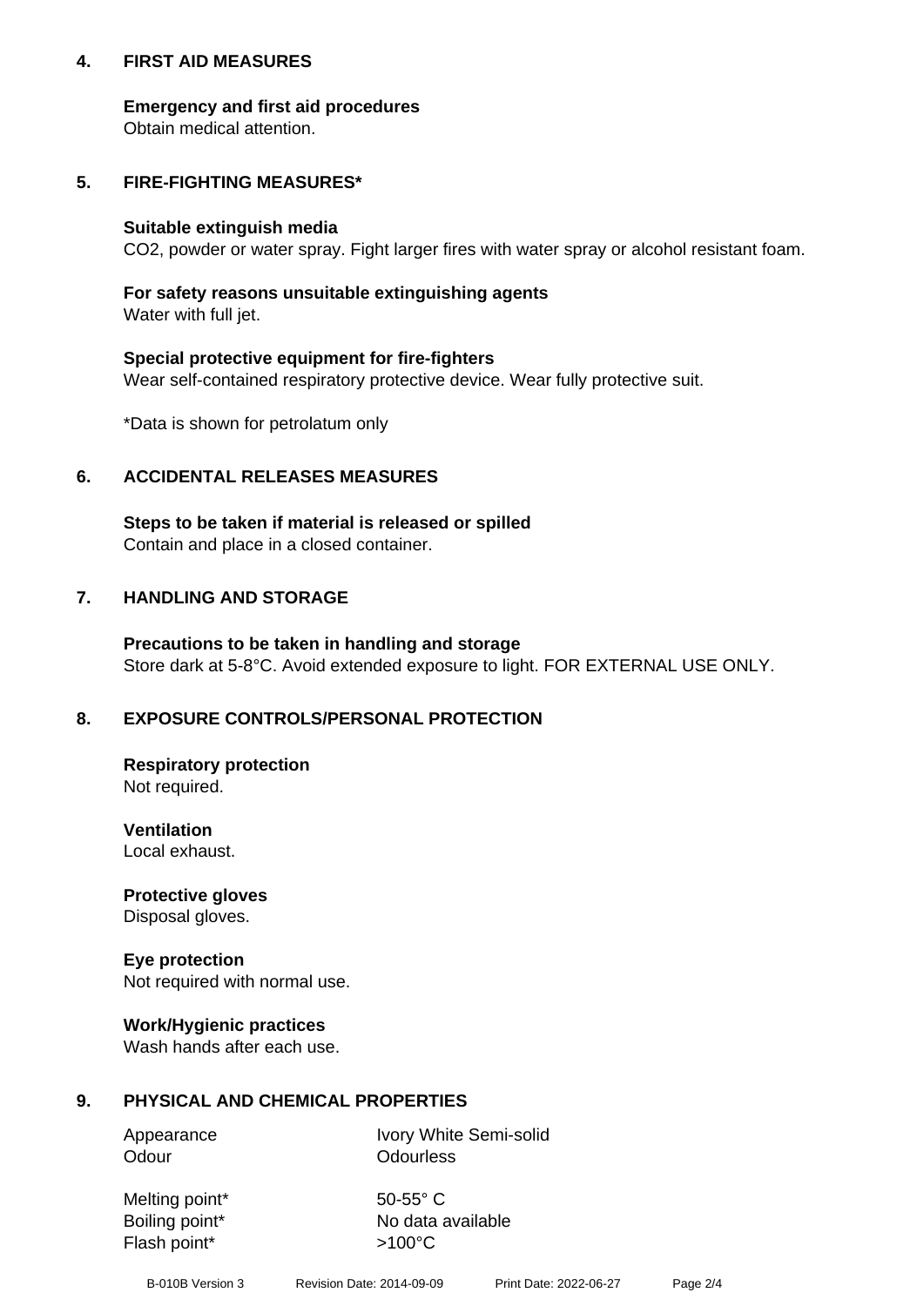## 4. FIRST AID MEASURES

**Emergency and first aid procedures**
Obtain medical attention.

## 5. FIRE-FIGHTING MEASURES*

**Suitable extinguish media**
$CO_2$, powder or water spray. Fight larger fires with water spray or alcohol resistant foam.

**For safety reasons unsuitable extinguishing agents**
Water with full jet.

**Special protective equipment for fire-fighters**
Wear self-contained respiratory protective device. Wear fully protective suit.

*Data is shown for petrolatum only

## 6. ACCIDENTAL RELEASES MEASURES

**Steps to be taken if material is released or spilled**
Contain and place in a closed container.

## 7. HANDLING AND STORAGE

**Precautions to be taken in handling and storage**
Store dark at 5-8°C. Avoid extended exposure to light. FOR EXTERNAL USE ONLY.

## 8. EXPOSURE CONTROLS/PERSONAL PROTECTION

**Respiratory protection**
Not required.

**Ventilation**
Local exhaust.

**Protective gloves**
Disposal gloves.

**Eye protection**
Not required with normal use.

**Work/Hygienic practices**
Wash hands after each use.

## 9. PHYSICAL AND CHEMICAL PROPERTIES

| | |
|---|---|
| Appearance | Ivory White Semi-solid |
| Odour | Odourless |
| Melting point* | 50-55° C |
| Boiling point* | No data available |
| Flash point* | >100°C |

B-010B Version 3 Revision Date: 2014-09-09 Print Date: 2022-06-27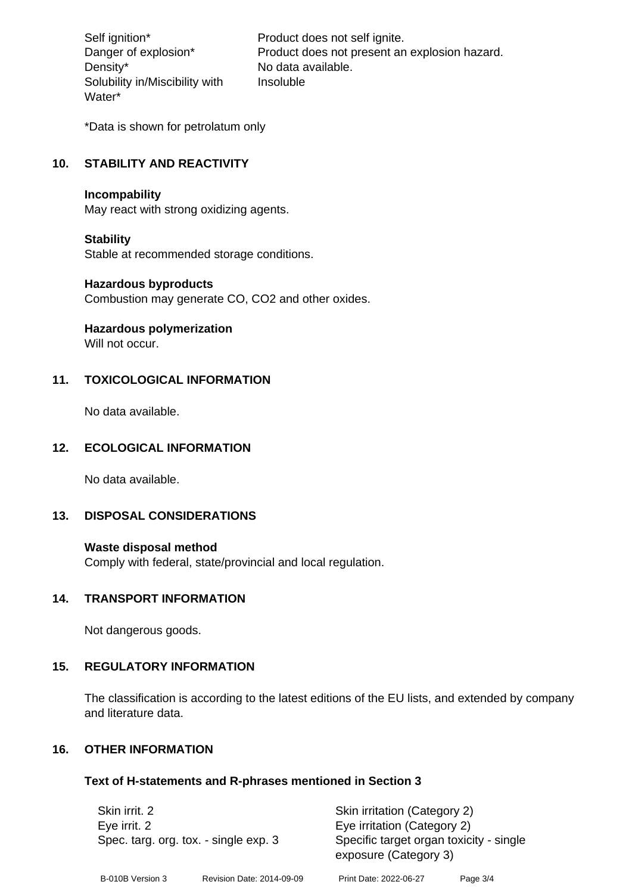| | |
|---|---|
| Self ignition* | Product does not self ignite. |
| Danger of explosion* | Product does not present an explosion hazard. |
| Density* | No data available. |
| Solubility in/Miscibility with Water* | Insoluble |

*Data is shown for petrolatum only

## 10. STABILITY AND REACTIVITY

**Incompability**
May react with strong oxidizing agents.

**Stability**
Stable at recommended storage conditions.

**Hazardous byproducts**
Combustion may generate CO, $CO_2$ and other oxides.

**Hazardous polymerization**
Will not occur.

## 11. TOXICOLOGICAL INFORMATION

No data available.

## 12. ECOLOGICAL INFORMATION

No data available.

## 13. DISPOSAL CONSIDERATIONS

**Waste disposal method**
Comply with federal, state/provincial and local regulation.

## 14. TRANSPORT INFORMATION

Not dangerous goods.

## 15. REGULATORY INFORMATION

The classification is according to the latest editions of the EU lists, and extended by company and literature data.

## 16. OTHER INFORMATION

**Text of H-statements and R-phrases mentioned in Section 3**

| | |
|---|---|
| Skin irrit. 2 | Skin irritation (Category 2) |
| Eye irrit. 2 | Eye irritation (Category 2) |
| Spec. targ. org. tox. - single exp. 3 | Specific target organ toxicity - single exposure (Category 3) |

B-010B Version 3 Revision Date: 2014-09-09 Print Date: 2022-06-27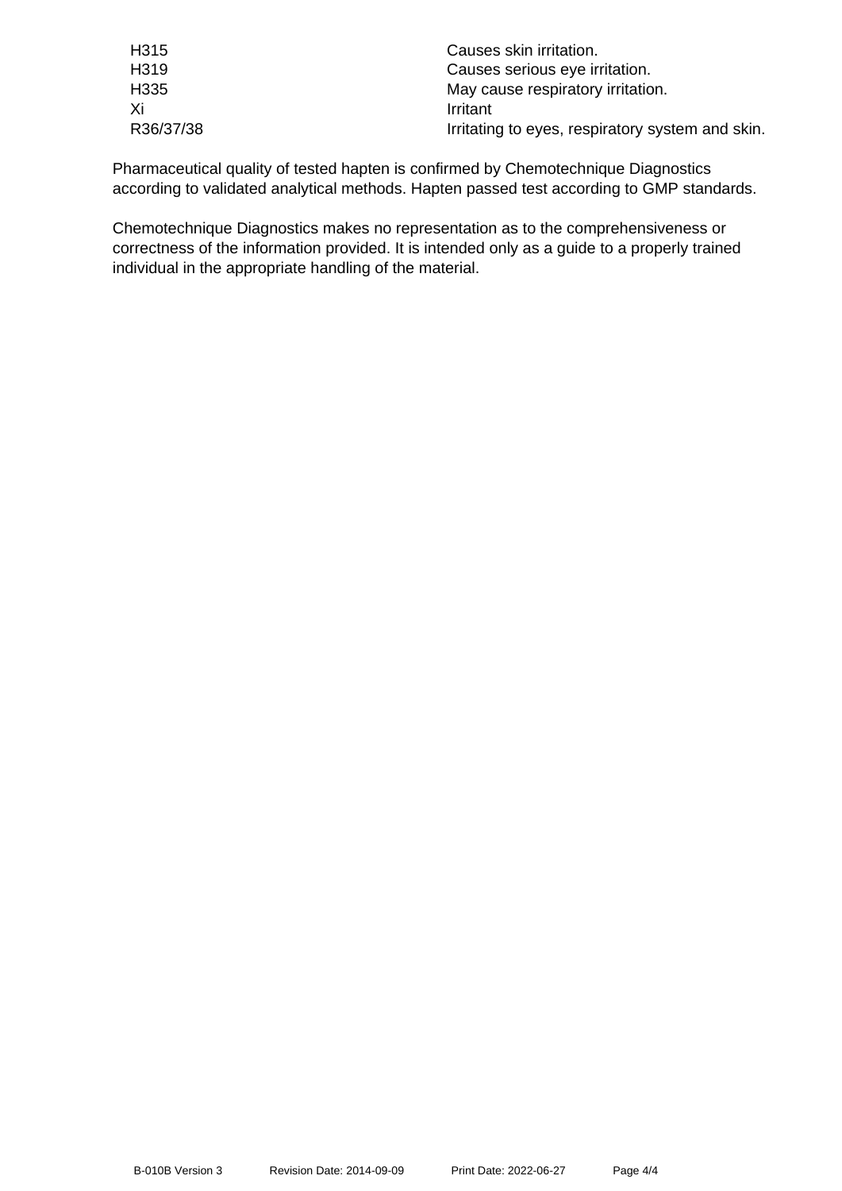| | |
|---|---|
| H315 | Causes skin irritation. |
| H319 | Causes serious eye irritation. |
| H335 | May cause respiratory irritation. |
| Xi | Irritant |
| R36/37/38 | Irritating to eyes, respiratory system and skin. |

Pharmaceutical quality of tested hapten is confirmed by Chemotechnique Diagnostics according to validated analytical methods. Hapten passed test according to GMP standards.

Chemotechnique Diagnostics makes no representation as to the comprehensiveness or correctness of the information provided. It is intended only as a guide to a properly trained individual in the appropriate handling of the material.